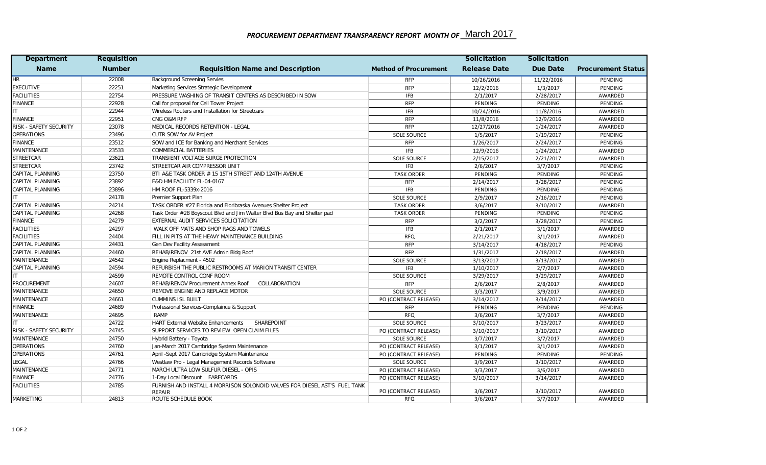# *PROCUREMENT DEPARTMENT TRANSPARENCY REPORT MONTH OF* March 2017

| Department Name | Requisition Number | Requisition Name and Description | Method of Procurement | Solicitation Release Date | Solicitation Due Date | Procurement Status |
|---|---|---|---|---|---|---|
| HR | 22008 | Background Screening Servies | RFP | 10/26/2016 | 11/22/2016 | PENDING |
| EXECUTIVE | 22251 | Marketing Services Strategic Development | RFP | 12/2/2016 | 1/3/2017 | PENDING |
| FACILITIES | 22754 | PRESSURE WASHING OF TRANSIT CENTERS AS DESCRIBED IN SOW | IFB | 2/1/2017 | 2/28/2017 | AWARDED |
| FINANCE | 22928 | Call for proposal for Cell Tower Project | RFP | PENDING | PENDING | PENDING |
| IT | 22944 | Wireless Routers and Installation for Streetcars | IFB | 10/24/2016 | 11/8/2016 | AWARDED |
| FINANCE | 22951 | CNG O&M RFP | RFP | 11/8/2016 | 12/9/2016 | AWARDED |
| RISK - SAFETY SECURITY | 23078 | MEDICAL RECORDS RETENTION - LEGAL | RFP | 12/27/2016 | 1/24/2017 | AWARDED |
| OPERATIONS | 23496 | CUTR SOW for AV Project | SOLE SOURCE | 1/5/2017 | 1/19/2017 | PENDING |
| FINANCE | 23512 | SOW and ICE for Banking and Merchant Services | RFP | 1/26/2017 | 2/24/2017 | PENDING |
| MAINTENANCE | 23533 | COMMERCIAL BATTERIES | IFB | 12/9/2016 | 1/24/2017 | AWARDED |
| STREETCAR | 23621 | TRANSIENT VOLTAGE SURGE PROTECTION | SOLE SOURCE | 2/15/2017 | 2/21/2017 | AWARDED |
| STREETCAR | 23742 | STREETCAR AIR COMPRESSOR UNIT | IFB | 2/6/2017 | 3/7/2017 | PENDING |
| CAPITAL PLANNING | 23750 | BTI A&E TASK ORDER # 15 15TH STREET AND 124TH AVENUE | TASK ORDER | PENDING | PENDING | PENDING |
| CAPITAL PLANNING | 23892 | E&D HM FACILITY FL-04-0167 | RFP | 2/14/2017 | 3/28/2017 | PENDING |
| CAPITAL PLANNING | 23896 | HM ROOF FL-5339x-2016 | IFB | PENDING | PENDING | PENDING |
| IT | 24178 | Premier Support Plan | SOLE SOURCE | 2/9/2017 | 2/16/2017 | PENDING |
| CAPITAL PLANNING | 24214 | TASK ORDER #27 Florida and Floribraska Avenues Shelter Project | TASK ORDER | 3/6/2017 | 3/10/2017 | AWARDED |
| CAPITAL PLANNING | 24268 | Task Order #28 Boyscout Blvd and Jim Walter Blvd Bus Bay and Shelter pad | TASK ORDER | PENDING | PENDING | PENDING |
| FINANCE | 24279 | EXTERNAL AUDIT SERVICES SOLICITATION | RFP | 3/2/2017 | 3/28/2017 | PENDING |
| FACILITIES | 24297 | WALK OFF MATS AND SHOP RAGS AND TOWELS | IFB | 2/1/2017 | 3/1/2017 | AWARDED |
| FACILITIES | 24404 | FILL IN PITS AT THE HEAVY MAINTENANCE BUILDING | RFQ | 2/21/2017 | 3/1/2017 | AWARDED |
| CAPITAL PLANNING | 24431 | Gen Dev Facility Assessment | RFP | 3/14/2017 | 4/18/2017 | PENDING |
| CAPITAL PLANNING | 24460 | REHAB/RENOV 21st AVE Admin Bldg Roof | RFP | 1/31/2017 | 2/18/2017 | AWARDED |
| MAINTENANCE | 24542 | Engine Replacment - 4502 | SOLE SOURCE | 3/13/2017 | 3/13/2017 | AWARDED |
| CAPITAL PLANNING | 24594 | REFURBISH THE PUBLIC RESTROOMS AT MARION TRANSIT CENTER | IFB | 1/10/2017 | 2/7/2017 | AWARDED |
| IT | 24599 | REMOTE CONTROL CONF ROOM | SOLE SOURCE | 3/29/2017 | 3/29/2017 | AWARDED |
| PROCUREMENT | 24607 | REHAB/RENOV Procurement Annex Roof COLLABORATION | RFP | 2/6/2017 | 2/8/2017 | AWARDED |
| MAINTENANCE | 24650 | REMOVE ENGINE AND REPLACE MOTOR | SOLE SOURCE | 3/3/2017 | 3/9/2017 | AWARDED |
| MAINTENANCE | 24661 | CUMMINS ISL BUILT | PO (CONTRACT RELEASE) | 3/14/2017 | 3/14/2017 | AWARDED |
| FINANCE | 24689 | Professional Services-Complaince & Support | RFP | PENDING | PENDING | PENDING |
| MAINTENANCE | 24695 | RAMP | RFQ | 3/6/2017 | 3/7/2017 | AWARDED |
| IT | 24722 | HART External Website Enhancements SHAREPOINT | SOLE SOURCE | 3/10/2017 | 3/23/2017 | AWARDED |
| RISK - SAFETY SECURITY | 24745 | SUPPORT SERVICES TO REVIEW OPEN CLAIM FILES | PO (CONTRACT RELEASE) | 3/10/2017 | 3/10/2017 | AWARDED |
| MAINTENANCE | 24750 | Hybrid Battery - Toyota | SOLE SOURCE | 3/7/2017 | 3/7/2017 | AWARDED |
| OPERATIONS | 24760 | Jan-March 2017 Cambridge System Maintenance | PO (CONTRACT RELEASE) | 3/1/2017 | 3/1/2017 | AWARDED |
| OPERATIONS | 24761 | April -Sept 2017 Cambridge System Maintenance | PO (CONTRACT RELEASE) | PENDING | PENDING | PENDING |
| LEGAL | 24766 | Westlaw Pro - Legal Management Records Software | SOLE SOURCE | 3/9/2017 | 3/10/2017 | AWARDED |
| MAINTENANCE | 24771 | MARCH ULTRA LOW SULFUR DIESEL - OPIS | PO (CONTRACT RELEASE) | 3/3/2017 | 3/6/2017 | AWARDED |
| FINANCE | 24776 | 1-Day Local Discount FARECARDS | PO (CONTRACT RELEASE) | 3/10/2017 | 3/14/2017 | AWARDED |
| FACILITIES | 24785 | FURNISH AND INSTALL 4 MORRISON SOLONOID VALVES FOR DIESEL AST'S FUEL TANK REPAIR | PO (CONTRACT RELEASE) | 3/6/2017 | 3/10/2017 | AWARDED |
| MARKETING | 24813 | ROUTE SCHEDULE BOOK | RFQ | 3/6/2017 | 3/7/2017 | AWARDED |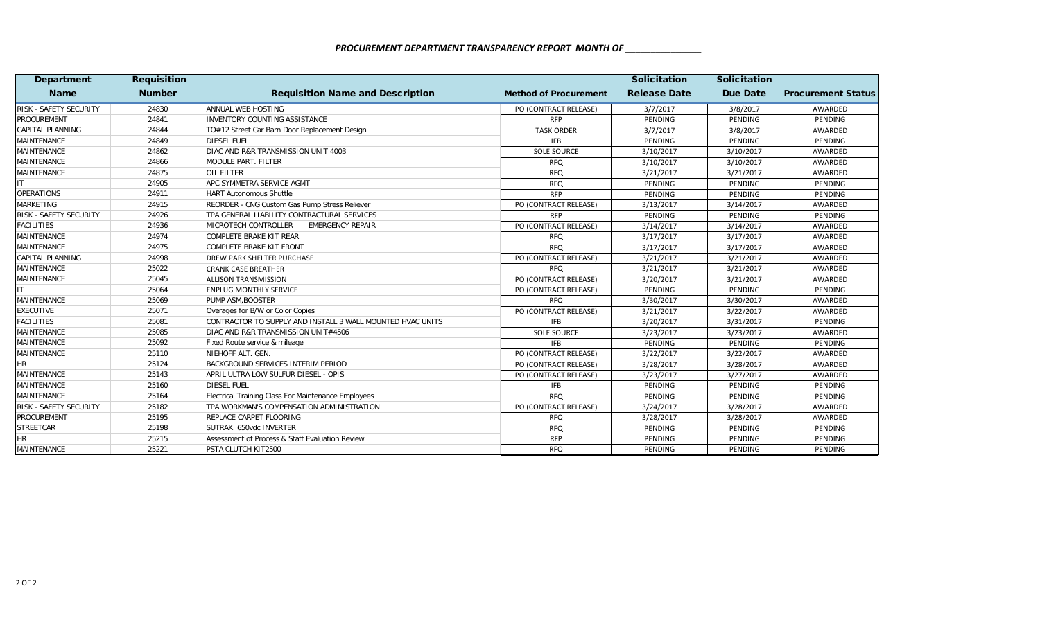*PROCUREMENT DEPARTMENT TRANSPARENCY REPORT MONTH OF _______________*

| Department Name | Requisition Number | Requisition Name and Description | Method of Procurement | Solicitation Release Date | Solicitation Due Date | Procurement Status |
|---|---|---|---|---|---|---|
| RISK - SAFETY SECURITY | 24830 | ANNUAL WEB HOSTING | PO (CONTRACT RELEASE) | 3/7/2017 | 3/8/2017 | AWARDED |
| PROCUREMENT | 24841 | INVENTORY COUNTING ASSISTANCE | RFP | PENDING | PENDING | PENDING |
| CAPITAL PLANNING | 24844 | TO#12 Street Car Barn Door Replacement Design | TASK ORDER | 3/7/2017 | 3/8/2017 | AWARDED |
| MAINTENANCE | 24849 | DIESEL FUEL | IFB | PENDING | PENDING | PENDING |
| MAINTENANCE | 24862 | DIAC AND R&R TRANSMISSION UNIT 4003 | SOLE SOURCE | 3/10/2017 | 3/10/2017 | AWARDED |
| MAINTENANCE | 24866 | MODULE PART. FILTER | RFQ | 3/10/2017 | 3/10/2017 | AWARDED |
| MAINTENANCE | 24875 | OIL FILTER | RFQ | 3/21/2017 | 3/21/2017 | AWARDED |
| IT | 24905 | APC SYMMETRA SERVICE AGMT | RFQ | PENDING | PENDING | PENDING |
| OPERATIONS | 24911 | HART Autonomous Shuttle | RFP | PENDING | PENDING | PENDING |
| MARKETING | 24915 | REORDER - CNG Custom Gas Pump Stress Reliever | PO (CONTRACT RELEASE) | 3/13/2017 | 3/14/2017 | AWARDED |
| RISK - SAFETY SECURITY | 24926 | TPA GENERAL LIABILITY CONTRACTURAL SERVICES | RFP | PENDING | PENDING | PENDING |
| FACILITIES | 24936 | MICROTECH CONTROLLER EMERGENCY REPAIR | PO (CONTRACT RELEASE) | 3/14/2017 | 3/14/2017 | AWARDED |
| MAINTENANCE | 24974 | COMPLETE BRAKE KIT REAR | RFQ | 3/17/2017 | 3/17/2017 | AWARDED |
| MAINTENANCE | 24975 | COMPLETE BRAKE KIT FRONT | RFQ | 3/17/2017 | 3/17/2017 | AWARDED |
| CAPITAL PLANNING | 24998 | DREW PARK SHELTER PURCHASE | PO (CONTRACT RELEASE) | 3/21/2017 | 3/21/2017 | AWARDED |
| MAINTENANCE | 25022 | CRANK CASE BREATHER | RFQ | 3/21/2017 | 3/21/2017 | AWARDED |
| MAINTENANCE | 25045 | ALLISON TRANSMISSION | PO (CONTRACT RELEASE) | 3/20/2017 | 3/21/2017 | AWARDED |
| IT | 25064 | ENPLUG MONTHLY SERVICE | PO (CONTRACT RELEASE) | PENDING | PENDING | PENDING |
| MAINTENANCE | 25069 | PUMP ASM,BOOSTER | RFQ | 3/30/2017 | 3/30/2017 | AWARDED |
| EXECUTIVE | 25071 | Overages for B/W or Color Copies | PO (CONTRACT RELEASE) | 3/21/2017 | 3/22/2017 | AWARDED |
| FACILITIES | 25081 | CONTRACTOR TO SUPPLY AND INSTALL 3 WALL MOUNTED HVAC UNITS | IFB | 3/20/2017 | 3/31/2017 | PENDING |
| MAINTENANCE | 25085 | DIAC AND R&R TRANSMISSION UNIT#4506 | SOLE SOURCE | 3/23/2017 | 3/23/2017 | AWARDED |
| MAINTENANCE | 25092 | Fixed Route service & mileage | IFB | PENDING | PENDING | PENDING |
| MAINTENANCE | 25110 | NIEHOFF ALT. GEN. | PO (CONTRACT RELEASE) | 3/22/2017 | 3/22/2017 | AWARDED |
| HR | 25124 | BACKGROUND SERVICES INTERIM PERIOD | PO (CONTRACT RELEASE) | 3/28/2017 | 3/28/2017 | AWARDED |
| MAINTENANCE | 25143 | APRIL ULTRA LOW SULFUR DIESEL - OPIS | PO (CONTRACT RELEASE) | 3/23/2017 | 3/27/2017 | AWARDED |
| MAINTENANCE | 25160 | DIESEL FUEL | IFB | PENDING | PENDING | PENDING |
| MAINTENANCE | 25164 | Electrical Training Class For Maintenance Employees | RFQ | PENDING | PENDING | PENDING |
| RISK - SAFETY SECURITY | 25182 | TPA WORKMAN'S COMPENSATION ADMINISTRATION | PO (CONTRACT RELEASE) | 3/24/2017 | 3/28/2017 | AWARDED |
| PROCUREMENT | 25195 | REPLACE CARPET FLOORING | RFQ | 3/28/2017 | 3/28/2017 | AWARDED |
| STREETCAR | 25198 | SUTRAK 650vdc INVERTER | RFQ | PENDING | PENDING | PENDING |
| HR | 25215 | Assessment of Process & Staff Evaluation Review | RFP | PENDING | PENDING | PENDING |
| MAINTENANCE | 25221 | PSTA CLUTCH KIT2500 | RFQ | PENDING | PENDING | PENDING |